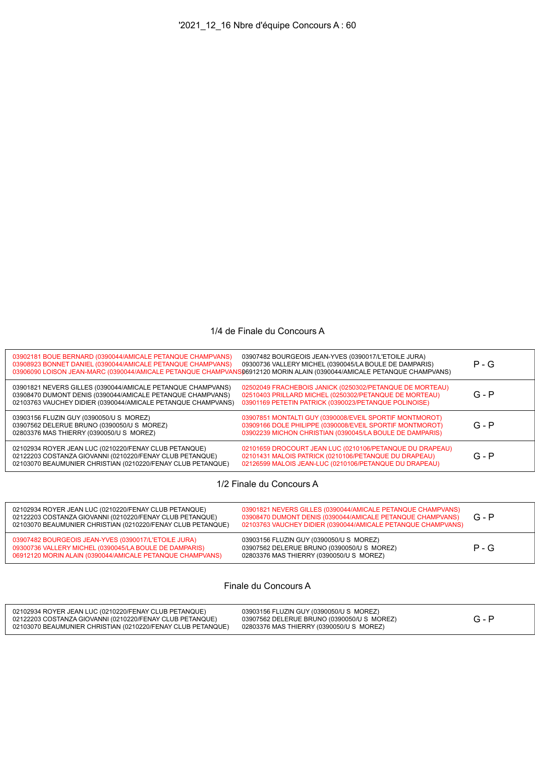# '2021_12_16 Nbre d'équipe Concours A : 60

## 1/4 de Finale du Concours A

| Équipe 1 | Équipe 2 | Résultat |
| --- | --- | --- |
| 03902181 BOUE BERNARD (0390044/AMICALE PETANQUE CHAMPVANS)<br>03908923 BONNET DANIEL (0390044/AMICALE PETANQUE CHAMPVANS)<br>03906090 LOISON JEAN-MARC (0390044/AMICALE PETANQUE CHAMPVANS) | 03907482 BOURGEOIS JEAN-YVES (0390017/L'ETOILE JURA)<br>09300736 VALLERY MICHEL (0390045/LA BOULE DE DAMPARIS)<br>06912120 MORIN ALAIN (0390044/AMICALE PETANQUE CHAMPVANS) | P - G |
| 03901821 NEVERS GILLES (0390044/AMICALE PETANQUE CHAMPVANS)<br>03908470 DUMONT DENIS (0390044/AMICALE PETANQUE CHAMPVANS)<br>02103763 VAUCHEY DIDIER (0390044/AMICALE PETANQUE CHAMPVANS) | 02502049 FRACHEBOIS JANICK (0250302/PETANQUE DE MORTEAU)<br>02510403 PRILLARD MICHEL (0250302/PETANQUE DE MORTEAU)<br>03901169 PETETIN PATRICK (0390023/PETANQUE POLINOISE) | G - P |
| 03903156 FLUZIN GUY (0390050/U S MOREZ)<br>03907562 DELERUE BRUNO (0390050/U S MOREZ)<br>02803376 MAS THIERRY (0390050/U S MOREZ) | 03907851 MONTALTI GUY (0390008/EVEIL SPORTIF MONTMOROT)<br>03909166 DOLE PHILIPPE (0390008/EVEIL SPORTIF MONTMOROT)<br>03902239 MICHON CHRISTIAN (0390045/LA BOULE DE DAMPARIS) | G - P |
| 02102934 ROYER JEAN LUC (0210220/FENAY CLUB PETANQUE)<br>02122203 COSTANZA GIOVANNI (0210220/FENAY CLUB PETANQUE)<br>02103070 BEAUMUNIER CHRISTIAN (0210220/FENAY CLUB PETANQUE) | 02101659 DROCOURT JEAN LUC (0210106/PETANQUE DU DRAPEAU)<br>02101431 MALOIS PATRICK (0210106/PETANQUE DU DRAPEAU)<br>02126599 MALOIS JEAN-LUC (0210106/PETANQUE DU DRAPEAU) | G - P |

## 1/2 Finale du Concours A

| Équipe 1 | Équipe 2 | Résultat |
| --- | --- | --- |
| 02102934 ROYER JEAN LUC (0210220/FENAY CLUB PETANQUE)<br>02122203 COSTANZA GIOVANNI (0210220/FENAY CLUB PETANQUE)<br>02103070 BEAUMUNIER CHRISTIAN (0210220/FENAY CLUB PETANQUE) | 03901821 NEVERS GILLES (0390044/AMICALE PETANQUE CHAMPVANS)<br>03908470 DUMONT DENIS (0390044/AMICALE PETANQUE CHAMPVANS)<br>02103763 VAUCHEY DIDIER (0390044/AMICALE PETANQUE CHAMPVANS) | G - P |
| 03907482 BOURGEOIS JEAN-YVES (0390017/L'ETOILE JURA)<br>09300736 VALLERY MICHEL (0390045/LA BOULE DE DAMPARIS)<br>06912120 MORIN ALAIN (0390044/AMICALE PETANQUE CHAMPVANS) | 03903156 FLUZIN GUY (0390050/U S MOREZ)<br>03907562 DELERUE BRUNO (0390050/U S MOREZ)<br>02803376 MAS THIERRY (0390050/U S MOREZ) | P - G |

## Finale du Concours A

| Équipe 1 | Équipe 2 | Résultat |
| --- | --- | --- |
| 02102934 ROYER JEAN LUC (0210220/FENAY CLUB PETANQUE)<br>02122203 COSTANZA GIOVANNI (0210220/FENAY CLUB PETANQUE)<br>02103070 BEAUMUNIER CHRISTIAN (0210220/FENAY CLUB PETANQUE) | 03903156 FLUZIN GUY (0390050/U S MOREZ)<br>03907562 DELERUE BRUNO (0390050/U S MOREZ)<br>02803376 MAS THIERRY (0390050/U S MOREZ) | G - P |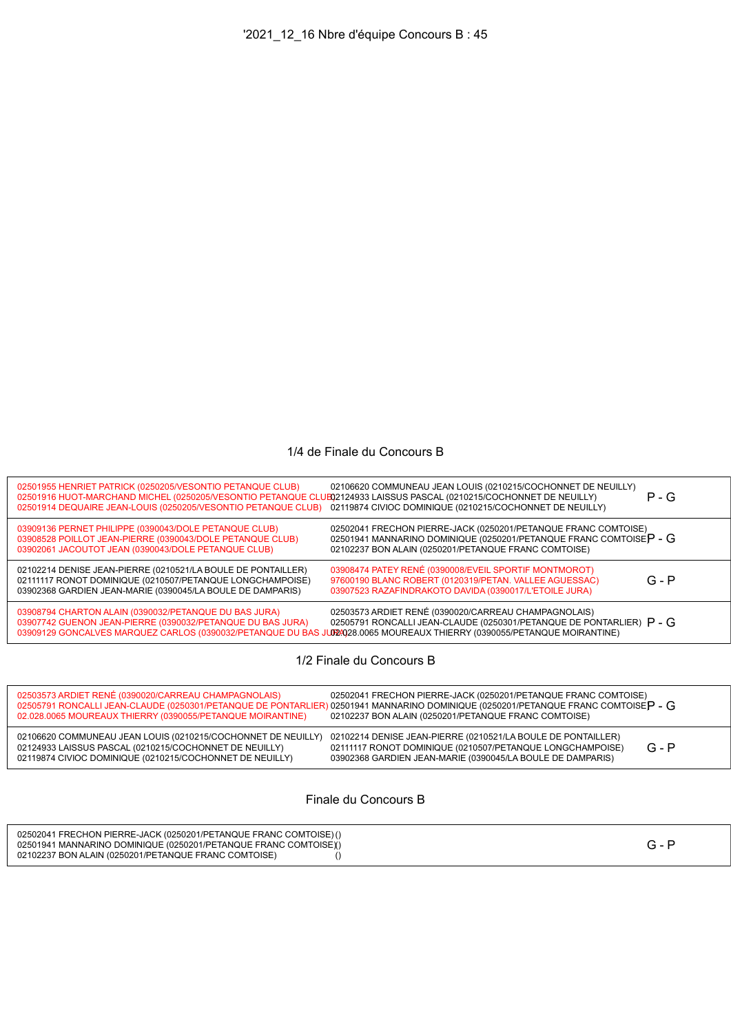'2021_12_16 Nbre d'équipe Concours B : 45

## 1/4 de Finale du Concours B

| Équipe 1 | Équipe 2 | Résultat |
|---|---|---|
| 02501955 HENRIET PATRICK (0250205/VESONTIO PETANQUE CLUB)<br>02501916 HUOT-MARCHAND MICHEL (0250205/VESONTIO PETANQUE CLUB)<br>02501914 DEQUAIRE JEAN-LOUIS (0250205/VESONTIO PETANQUE CLUB) | 02106620 COMMUNEAU JEAN LOUIS (0210215/COCHONNET DE NEUILLY)<br>02124933 LAISSUS PASCAL (0210215/COCHONNET DE NEUILLY)<br>02119874 CIVIOC DOMINIQUE (0210215/COCHONNET DE NEUILLY) | P - G |
| 03909136 PERNET PHILIPPE (0390043/DOLE PETANQUE CLUB)<br>03908528 POILLOT JEAN-PIERRE (0390043/DOLE PETANQUE CLUB)<br>03902061 JACOUTOT JEAN (0390043/DOLE PETANQUE CLUB) | 02502041 FRECHON PIERRE-JACK (0250201/PETANQUE FRANC COMTOISE)<br>02501941 MANNARINO DOMINIQUE (0250201/PETANQUE FRANC COMTOISE)<br>02102237 BON ALAIN (0250201/PETANQUE FRANC COMTOISE) | P - G |
| 02102214 DENISE JEAN-PIERRE (0210521/LA BOULE DE PONTAILLER)<br>02111117 RONOT DOMINIQUE (0210507/PETANQUE LONGCHAMPOISE)<br>03902368 GARDIEN JEAN-MARIE (0390045/LA BOULE DE DAMPARIS) | 03908474 PATEY RENÉ (0390008/EVEIL SPORTIF MONTMOROT)<br>97600190 BLANC ROBERT (0120319/PETAN. VALLEE AGUESSAC)<br>03907523 RAZAFINDRAKOTO DAVIDA (0390017/L'ETOILE JURA) | G - P |
| 03908794 CHARTON ALAIN (0390032/PETANQUE DU BAS JURA)<br>03907742 GUENON JEAN-PIERRE (0390032/PETANQUE DU BAS JURA)<br>03909129 GONCALVES MARQUEZ CARLOS (0390032/PETANQUE DU BAS JURA) | 02503573 ARDIET RENÉ (0390020/CARREAU CHAMPAGNOLAIS)<br>02505791 RONCALLI JEAN-CLAUDE (0250301/PETANQUE DE PONTARLIER)<br>02.028.0065 MOUREAUX THIERRY (0390055/PETANQUE MOIRANTINE) | P - G |

## 1/2 Finale du Concours B

| Équipe 1 | Équipe 2 | Résultat |
|---|---|---|
| 02503573 ARDIET RENÉ (0390020/CARREAU CHAMPAGNOLAIS)<br>02505791 RONCALLI JEAN-CLAUDE (0250301/PETANQUE DE PONTARLIER)<br>02.028.0065 MOUREAUX THIERRY (0390055/PETANQUE MOIRANTINE) | 02502041 FRECHON PIERRE-JACK (0250201/PETANQUE FRANC COMTOISE)<br>02501941 MANNARINO DOMINIQUE (0250201/PETANQUE FRANC COMTOISE)<br>02102237 BON ALAIN (0250201/PETANQUE FRANC COMTOISE) | P - G |
| 02106620 COMMUNEAU JEAN LOUIS (0210215/COCHONNET DE NEUILLY)<br>02124933 LAISSUS PASCAL (0210215/COCHONNET DE NEUILLY)<br>02119874 CIVIOC DOMINIQUE (0210215/COCHONNET DE NEUILLY) | 02102214 DENISE JEAN-PIERRE (0210521/LA BOULE DE PONTAILLER)<br>02111117 RONOT DOMINIQUE (0210507/PETANQUE LONGCHAMPOISE)<br>03902368 GARDIEN JEAN-MARIE (0390045/LA BOULE DE DAMPARIS) | G - P |

## Finale du Concours B

| Équipe 1 | Équipe 2 | Résultat |
|---|---|---|
| 02502041 FRECHON PIERRE-JACK (0250201/PETANQUE FRANC COMTOISE)<br>02501941 MANNARINO DOMINIQUE (0250201/PETANQUE FRANC COMTOISE)<br>02102237 BON ALAIN (0250201/PETANQUE FRANC COMTOISE) | ()<br>()<br>() | G - P |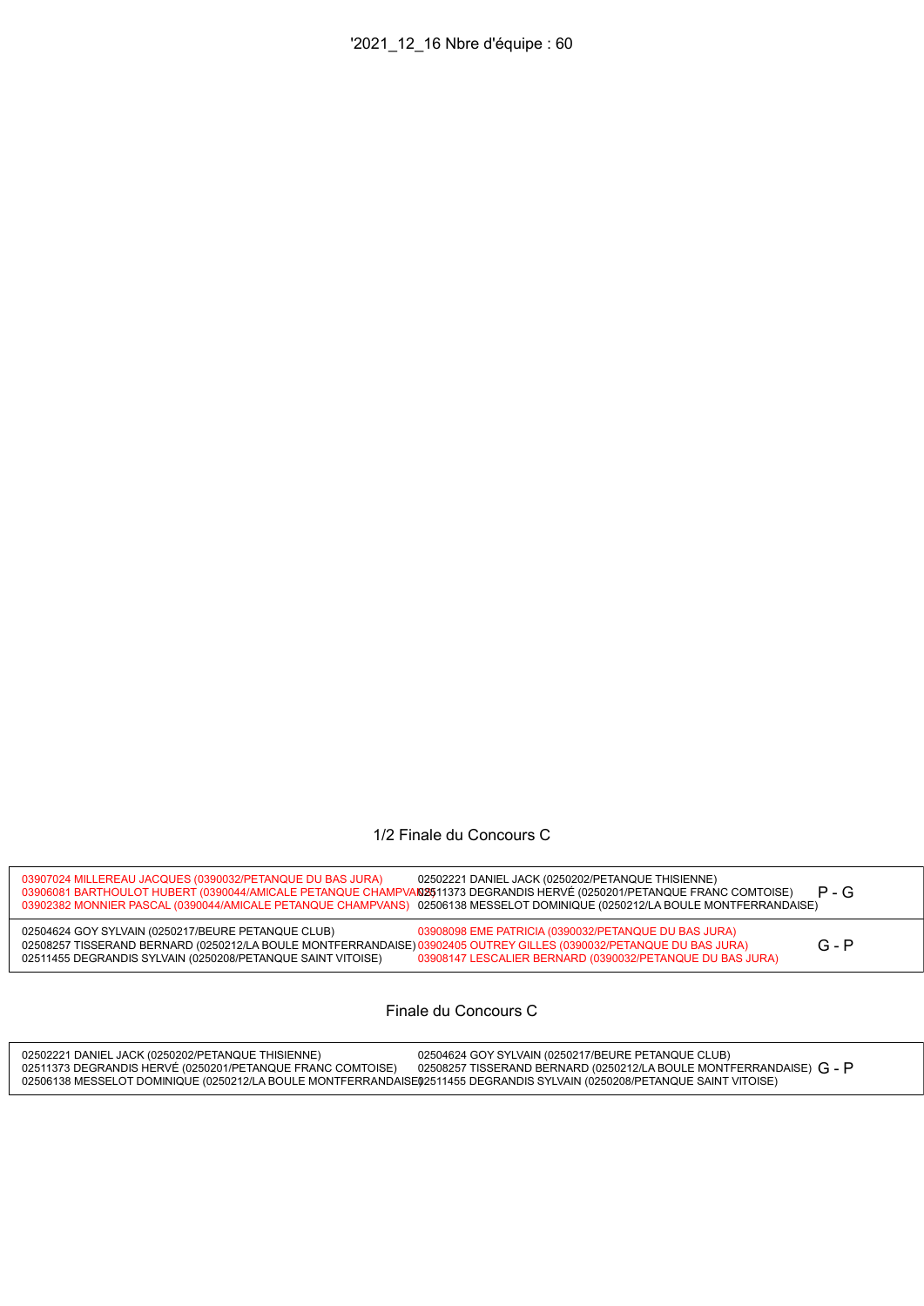'2021_12_16 Nbre d'équipe : 60

## 1/2 Finale du Concours C

| | | |
|---|---|---|
| 03907024 MILLEREAU JACQUES (0390032/PETANQUE DU BAS JURA)<br>03906081 BARTHOULOT HUBERT (0390044/AMICALE PETANQUE CHAMPVANS)<br>03902382 MONNIER PASCAL (0390044/AMICALE PETANQUE CHAMPVANS) | 02502221 DANIEL JACK (0250202/PETANQUE THISIENNE)<br>02511373 DEGRANDIS HERVÉ (0250201/PETANQUE FRANC COMTOISE)<br>02506138 MESSELOT DOMINIQUE (0250212/LA BOULE MONTFERRANDAISE) | P - G |
| 02504624 GOY SYLVAIN (0250217/BEURE PETANQUE CLUB)<br>02508257 TISSERAND BERNARD (0250212/LA BOULE MONTFERRANDAISE)<br>02511455 DEGRANDIS SYLVAIN (0250208/PETANQUE SAINT VITOISE) | 03908098 EME PATRICIA (0390032/PETANQUE DU BAS JURA)<br>03902405 OUTREY GILLES (0390032/PETANQUE DU BAS JURA)<br>03908147 LESCALIER BERNARD (0390032/PETANQUE DU BAS JURA) | G - P |

## Finale du Concours C

| | | |
|---|---|---|
| 02502221 DANIEL JACK (0250202/PETANQUE THISIENNE)<br>02511373 DEGRANDIS HERVÉ (0250201/PETANQUE FRANC COMTOISE)<br>02506138 MESSELOT DOMINIQUE (0250212/LA BOULE MONTFERRANDAISE) | 02504624 GOY SYLVAIN (0250217/BEURE PETANQUE CLUB)<br>02508257 TISSERAND BERNARD (0250212/LA BOULE MONTFERRANDAISE)<br>02511455 DEGRANDIS SYLVAIN (0250208/PETANQUE SAINT VITOISE) | G - P |